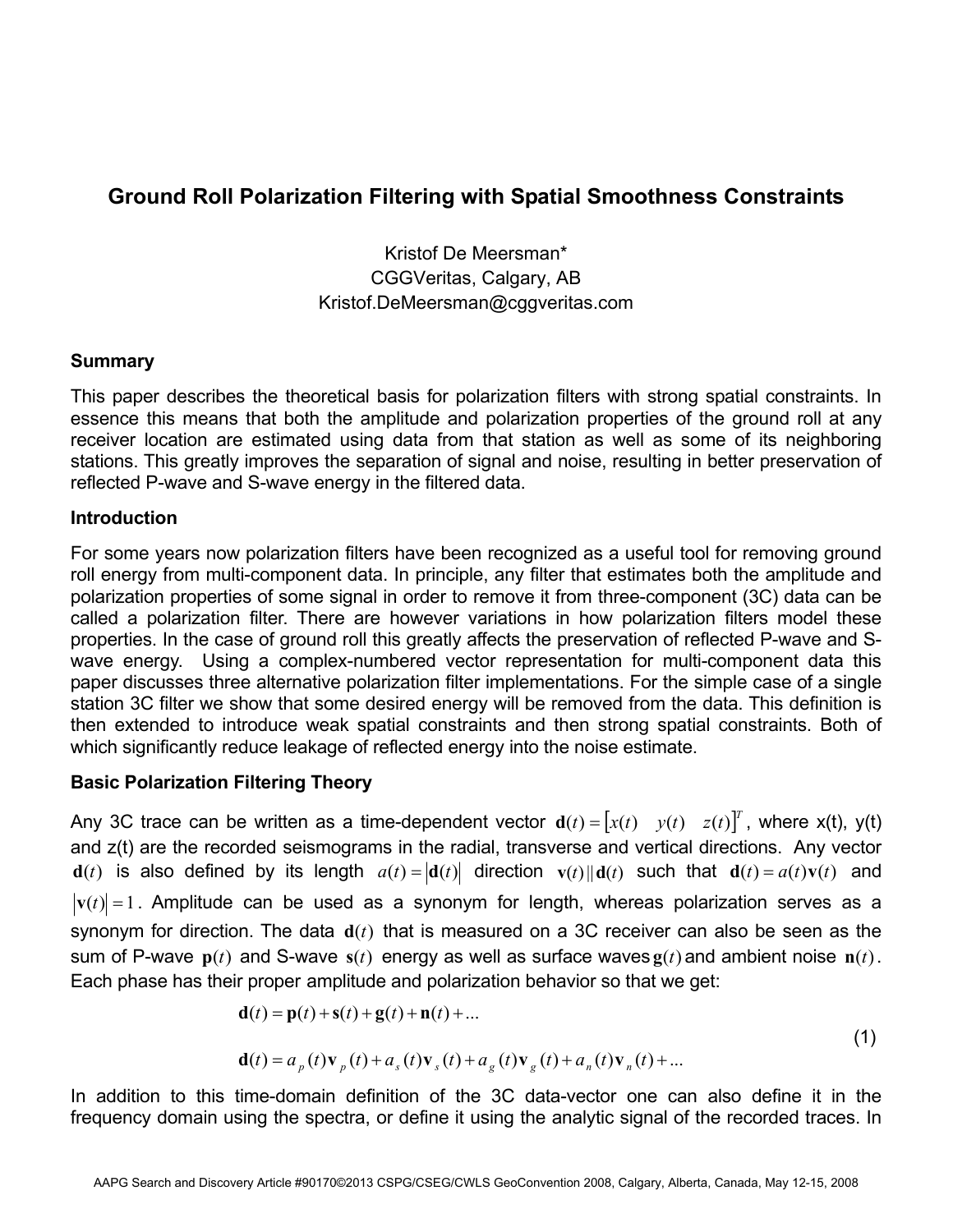# Ground Roll Polarization Filtering with Spatial Smoothness Constraints

Kristof De Meersman*
CGGVeritas, Calgary, AB
Kristof.DeMeersman@cggveritas.com

## Summary

This paper describes the theoretical basis for polarization filters with strong spatial constraints. In essence this means that both the amplitude and polarization properties of the ground roll at any receiver location are estimated using data from that station as well as some of its neighboring stations. This greatly improves the separation of signal and noise, resulting in better preservation of reflected P-wave and S-wave energy in the filtered data.

## Introduction

For some years now polarization filters have been recognized as a useful tool for removing ground roll energy from multi-component data. In principle, any filter that estimates both the amplitude and polarization properties of some signal in order to remove it from three-component (3C) data can be called a polarization filter. There are however variations in how polarization filters model these properties. In the case of ground roll this greatly affects the preservation of reflected P-wave and S-wave energy. Using a complex-numbered vector representation for multi-component data this paper discusses three alternative polarization filter implementations. For the simple case of a single station 3C filter we show that some desired energy will be removed from the data. This definition is then extended to introduce weak spatial constraints and then strong spatial constraints. Both of which significantly reduce leakage of reflected energy into the noise estimate.

## Basic Polarization Filtering Theory

Any 3C trace can be written as a time-dependent vector $\mathbf{d}(t) = [x(t) \quad y(t) \quad z(t)]^T$, where x(t), y(t) and z(t) are the recorded seismograms in the radial, transverse and vertical directions. Any vector $\mathbf{d}(t)$ is also defined by its length $a(t) = |\mathbf{d}(t)|$ direction $\mathbf{v}(t) \parallel \mathbf{d}(t)$ such that $\mathbf{d}(t) = a(t)\mathbf{v}(t)$ and $|\mathbf{v}(t)| = 1$. Amplitude can be used as a synonym for length, whereas polarization serves as a synonym for direction. The data $\mathbf{d}(t)$ that is measured on a 3C receiver can also be seen as the sum of P-wave $\mathbf{p}(t)$ and S-wave $\mathbf{s}(t)$ energy as well as surface waves $\mathbf{g}(t)$ and ambient noise $\mathbf{n}(t)$. Each phase has their proper amplitude and polarization behavior so that we get:

$$
\begin{aligned}
\mathbf{d}(t) &= \mathbf{p}(t) + \mathbf{s}(t) + \mathbf{g}(t) + \mathbf{n}(t) + ... \\
\mathbf{d}(t) &= a_p(t)\mathbf{v}_p(t) + a_s(t)\mathbf{v}_s(t) + a_g(t)\mathbf{v}_g(t) + a_n(t)\mathbf{v}_n(t) + ...
\end{aligned}
\tag{1}
$$

In addition to this time-domain definition of the 3C data-vector one can also define it in the frequency domain using the spectra, or define it using the analytic signal of the recorded traces. In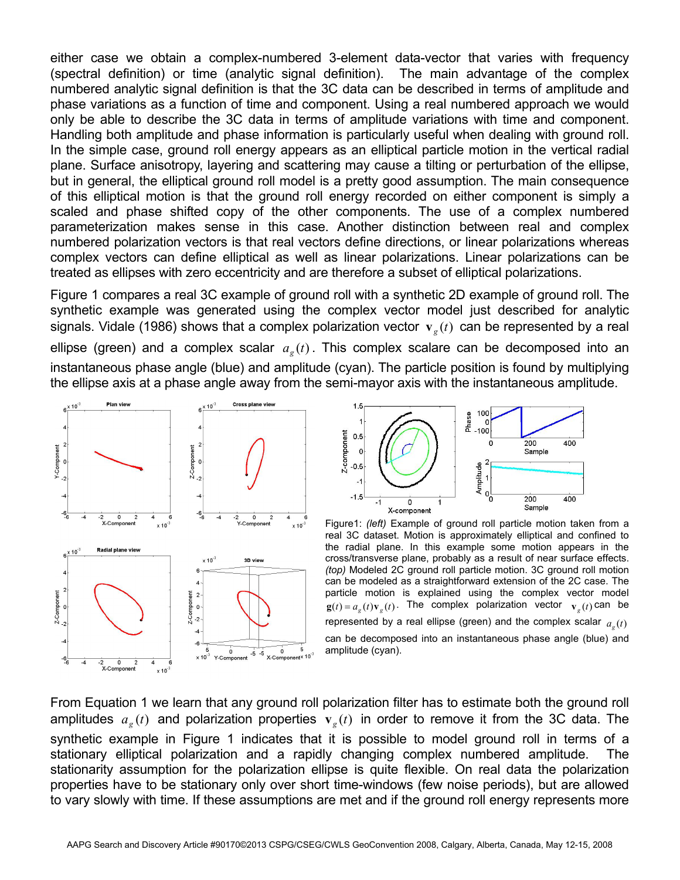either case we obtain a complex-numbered 3-element data-vector that varies with frequency (spectral definition) or time (analytic signal definition). The main advantage of the complex numbered analytic signal definition is that the 3C data can be described in terms of amplitude and phase variations as a function of time and component. Using a real numbered approach we would only be able to describe the 3C data in terms of amplitude variations with time and component. Handling both amplitude and phase information is particularly useful when dealing with ground roll. In the simple case, ground roll energy appears as an elliptical particle motion in the vertical radial plane. Surface anisotropy, layering and scattering may cause a tilting or perturbation of the ellipse, but in general, the elliptical ground roll model is a pretty good assumption. The main consequence of this elliptical motion is that the ground roll energy recorded on either component is simply a scaled and phase shifted copy of the other components. The use of a complex numbered parameterization makes sense in this case. Another distinction between real and complex numbered polarization vectors is that real vectors define directions, or linear polarizations whereas complex vectors can define elliptical as well as linear polarizations. Linear polarizations can be treated as ellipses with zero eccentricity and are therefore a subset of elliptical polarizations.

Figure 1 compares a real 3C example of ground roll with a synthetic 2D example of ground roll. The synthetic example was generated using the complex vector model just described for analytic signals. Vidale (1986) shows that a complex polarization vector $\mathbf{v}_g(t)$ can be represented by a real ellipse (green) and a complex scalar $a_g(t)$. This complex scalare can be decomposed into an instantaneous phase angle (blue) and amplitude (cyan). The particle position is found by multiplying the ellipse axis at a phase angle away from the semi-mayor axis with the instantaneous amplitude.

Figure1: *(left)* Example of ground roll particle motion taken from a real 3C dataset. Motion is approximately elliptical and confined to the radial plane. In this example some motion appears in the cross/transverse plane, probably as a result of near surface effects. *(top)* Modeled 2C ground roll particle motion. 3C ground roll motion can be modeled as a straightforward extension of the 2C case. The particle motion is explained using the complex vector model $\mathbf{g}(t) = a_g(t)\mathbf{v}_g(t)$. The complex polarization vector $\mathbf{v}_g(t)$ can be represented by a real ellipse (green) and the complex scalar $a_g(t)$ can be decomposed into an instantaneous phase angle (blue) and amplitude (cyan).

From Equation 1 we learn that any ground roll polarization filter has to estimate both the ground roll amplitudes $a_g(t)$ and polarization properties $\mathbf{v}_g(t)$ in order to remove it from the 3C data. The synthetic example in Figure 1 indicates that it is possible to model ground roll in terms of a stationary elliptical polarization and a rapidly changing complex numbered amplitude. The stationarity assumption for the polarization ellipse is quite flexible. On real data the polarization properties have to be stationary only over short time-windows (few noise periods), but are allowed to vary slowly with time. If these assumptions are met and if the ground roll energy represents more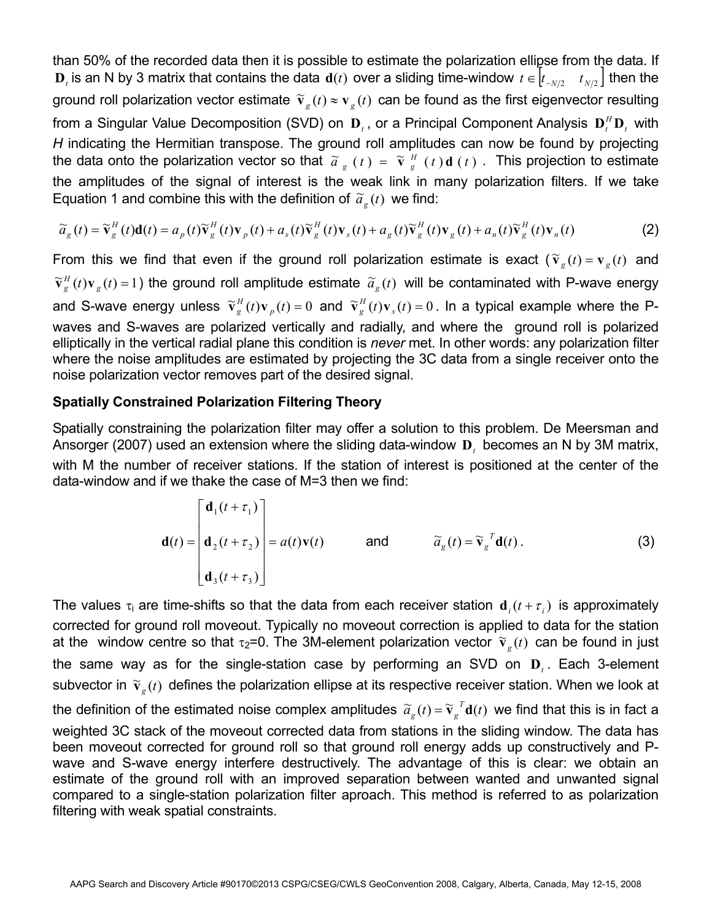than 50% of the recorded data then it is possible to estimate the polarization ellipse from the data. If $\mathbf{D}_t$ is an N by 3 matrix that contains the data $\mathbf{d}(t)$ over a sliding time-window $t \in \left[ t_{-N/2} \quad t_{N/2} \right]$ then the ground roll polarization vector estimate $\tilde{\mathbf{v}}_g(t) \approx \mathbf{v}_g(t)$ can be found as the first eigenvector resulting from a Singular Value Decomposition (SVD) on $\mathbf{D}_t$, or a Principal Component Analysis $\mathbf{D}_t^H \mathbf{D}_t$ with *H* indicating the Hermitian transpose. The ground roll amplitudes can now be found by projecting the data onto the polarization vector so that $\tilde{a}_g(t) = \tilde{\mathbf{v}}_g^H(t)\mathbf{d}(t)$. This projection to estimate the amplitudes of the signal of interest is the weak link in many polarization filters. If we take Equation 1 and combine this with the definition of $\tilde{a}_g(t)$ we find:

$$\tilde{a}_g(t) = \tilde{\mathbf{v}}_g^H(t)\mathbf{d}(t) = a_p(t)\tilde{\mathbf{v}}_g^H(t)\mathbf{v}_p(t) + a_s(t)\tilde{\mathbf{v}}_g^H(t)\mathbf{v}_s(t) + a_g(t)\tilde{\mathbf{v}}_g^H(t)\mathbf{v}_g(t) + a_n(t)\tilde{\mathbf{v}}_g^H(t)\mathbf{v}_n(t) \tag{2}$$

From this we find that even if the ground roll polarization estimate is exact ($\tilde{\mathbf{v}}_g(t) = \mathbf{v}_g(t)$ and $\tilde{\mathbf{v}}_g^H(t)\mathbf{v}_g(t) = 1$) the ground roll amplitude estimate $\tilde{a}_g(t)$ will be contaminated with P-wave energy and S-wave energy unless $\tilde{\mathbf{v}}_g^H(t)\mathbf{v}_p(t) = 0$ and $\tilde{\mathbf{v}}_g^H(t)\mathbf{v}_s(t) = 0$. In a typical example where the P-waves and S-waves are polarized vertically and radially, and where the ground roll is polarized elliptically in the vertical radial plane this condition is *never* met. In other words: any polarization filter where the noise amplitudes are estimated by projecting the 3C data from a single receiver onto the noise polarization vector removes part of the desired signal.

**Spatially Constrained Polarization Filtering Theory**

Spatially constraining the polarization filter may offer a solution to this problem. De Meersman and Ansorger (2007) used an extension where the sliding data-window $\mathbf{D}_t$ becomes an N by 3M matrix, with M the number of receiver stations. If the station of interest is positioned at the center of the data-window and if we thake the case of M=3 then we find:

$$\mathbf{d}(t) = \begin{bmatrix} \mathbf{d}_1(t+\tau_1) \\ \mathbf{d}_2(t+\tau_2) \\ \mathbf{d}_3(t+\tau_3) \end{bmatrix} = a(t)\mathbf{v}(t) \qquad \text{and} \qquad \tilde{a}_g(t) = \tilde{\mathbf{v}}_g^T \mathbf{d}(t). \tag{3}$$

The values $\tau_i$ are time-shifts so that the data from each receiver station $\mathbf{d}_i(t+\tau_i)$ is approximately corrected for ground roll moveout. Typically no moveout correction is applied to data for the station at the window centre so that $\tau_2$=0. The 3M-element polarization vector $\tilde{\mathbf{v}}_g(t)$ can be found in just the same way as for the single-station case by performing an SVD on $\mathbf{D}_t$. Each 3-element subvector in $\tilde{\mathbf{v}}_g(t)$ defines the polarization ellipse at its respective receiver station. When we look at the definition of the estimated noise complex amplitudes $\tilde{a}_g(t) = \tilde{\mathbf{v}}_g^T \mathbf{d}(t)$ we find that this is in fact a weighted 3C stack of the moveout corrected data from stations in the sliding window. The data has been moveout corrected for ground roll so that ground roll energy adds up constructively and P-wave and S-wave energy interfere destructively. The advantage of this is clear: we obtain an estimate of the ground roll with an improved separation between wanted and unwanted signal compared to a single-station polarization filter aproach. This method is referred to as polarization filtering with weak spatial constraints.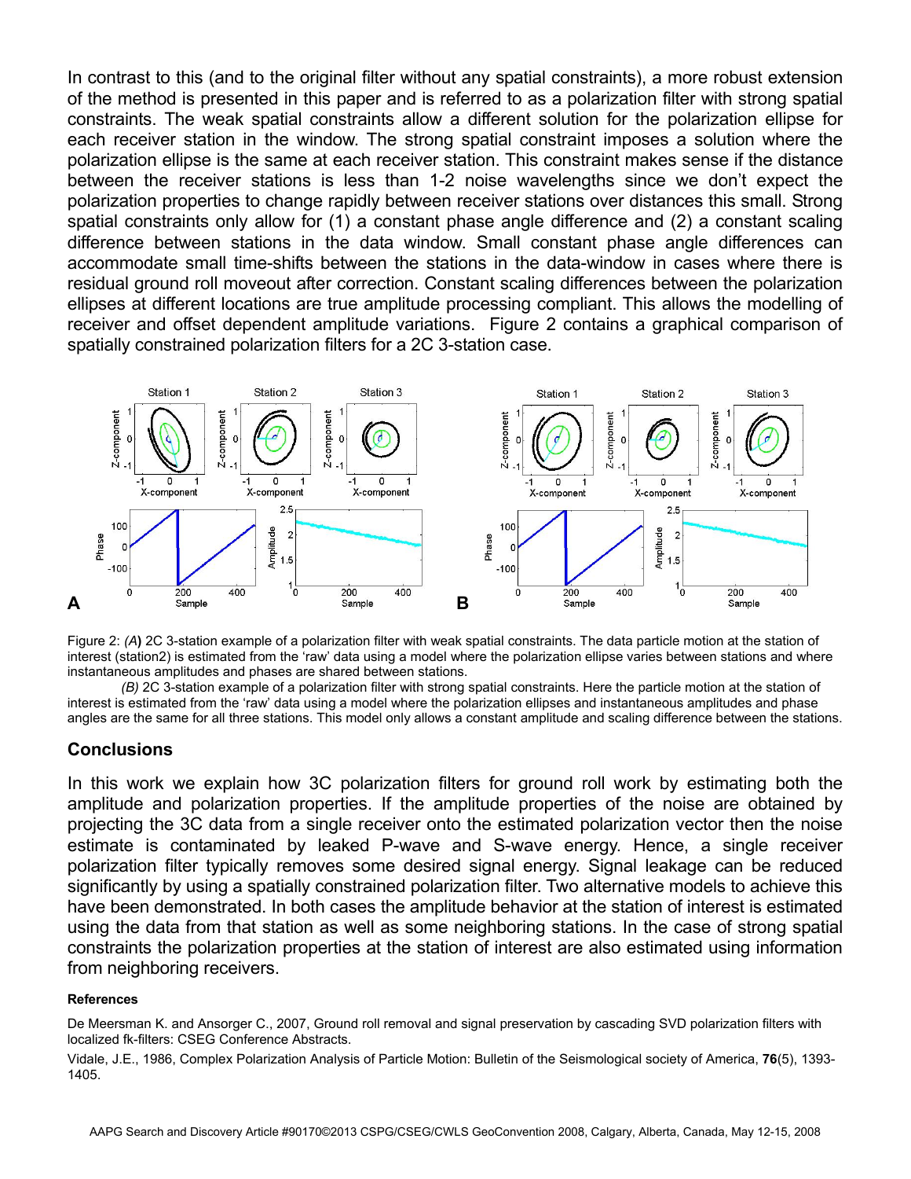In contrast to this (and to the original filter without any spatial constraints), a more robust extension of the method is presented in this paper and is referred to as a polarization filter with strong spatial constraints. The weak spatial constraints allow a different solution for the polarization ellipse for each receiver station in the window. The strong spatial constraint imposes a solution where the polarization ellipse is the same at each receiver station. This constraint makes sense if the distance between the receiver stations is less than 1-2 noise wavelengths since we don't expect the polarization properties to change rapidly between receiver stations over distances this small. Strong spatial constraints only allow for (1) a constant phase angle difference and (2) a constant scaling difference between stations in the data window. Small constant phase angle differences can accommodate small time-shifts between the stations in the data-window in cases where there is residual ground roll moveout after correction. Constant scaling differences between the polarization ellipses at different locations are true amplitude processing compliant. This allows the modelling of receiver and offset dependent amplitude variations. Figure 2 contains a graphical comparison of spatially constrained polarization filters for a 2C 3-station case.

Station 1
Station 2
Station 3
Z-component
X-component
Phase
Amplitude
Sample
A

Station 1
Station 2
Station 3
Z-component
X-component
Phase
Amplitude
Sample
B

Figure 2: *(A)* 2C 3-station example of a polarization filter with weak spatial constraints. The data particle motion at the station of interest (station2) is estimated from the 'raw' data using a model where the polarization ellipse varies between stations and where instantaneous amplitudes and phases are shared between stations.

*(B)* 2C 3-station example of a polarization filter with strong spatial constraints. Here the particle motion at the station of interest is estimated from the 'raw' data using a model where the polarization ellipses and instantaneous amplitudes and phase angles are the same for all three stations. This model only allows a constant amplitude and scaling difference between the stations.

## Conclusions

In this work we explain how 3C polarization filters for ground roll work by estimating both the amplitude and polarization properties. If the amplitude properties of the noise are obtained by projecting the 3C data from a single receiver onto the estimated polarization vector then the noise estimate is contaminated by leaked P-wave and S-wave energy. Hence, a single receiver polarization filter typically removes some desired signal energy. Signal leakage can be reduced significantly by using a spatially constrained polarization filter. Two alternative models to achieve this have been demonstrated. In both cases the amplitude behavior at the station of interest is estimated using the data from that station as well as some neighboring stations. In the case of strong spatial constraints the polarization properties at the station of interest are also estimated using information from neighboring receivers.

#### References

De Meersman K. and Ansorger C., 2007, Ground roll removal and signal preservation by cascading SVD polarization filters with localized fk-filters: CSEG Conference Abstracts.

Vidale, J.E., 1986, Complex Polarization Analysis of Particle Motion: Bulletin of the Seismological society of America, **76**(5), 1393-1405.